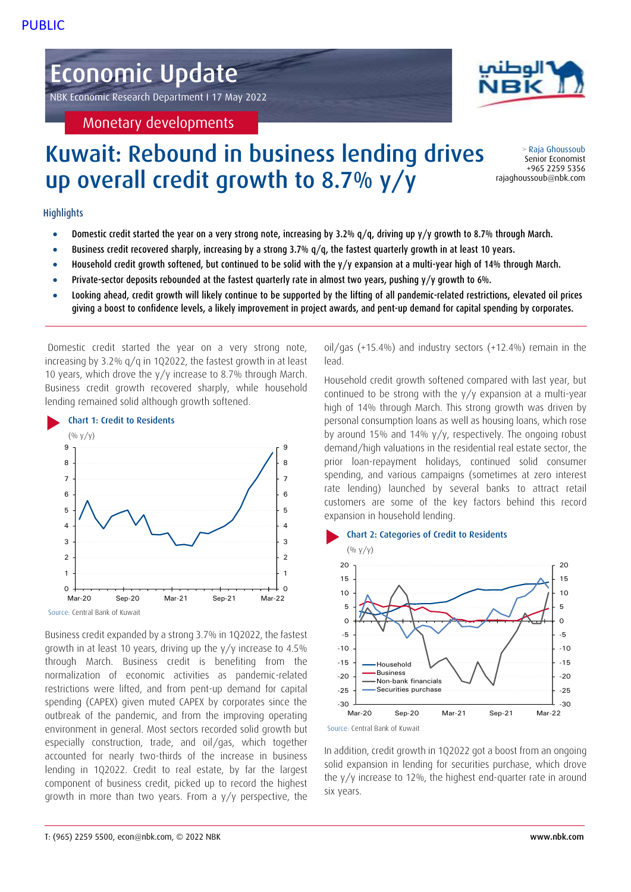PUBLIC

# Economic Update

NBK Economic Research Department I 17 May 2022

Monetary developments

# Kuwait: Rebound in business lending drives up overall credit growth to 8.7% y/y

> Raja Ghoussoub
Senior Economist
+965 2259 5356
rajaghoussoub@nbk.com

## Highlights

- Domestic credit started the year on a very strong note, increasing by 3.2% q/q, driving up y/y growth to 8.7% through March.
- Business credit recovered sharply, increasing by a strong 3.7% q/q, the fastest quarterly growth in at least 10 years.
- Household credit growth softened, but continued to be solid with the y/y expansion at a multi-year high of 14% through March.
- Private-sector deposits rebounded at the fastest quarterly rate in almost two years, pushing y/y growth to 6%.
- Looking ahead, credit growth will likely continue to be supported by the lifting of all pandemic-related restrictions, elevated oil prices giving a boost to confidence levels, a likely improvement in project awards, and pent-up demand for capital spending by corporates.

Domestic credit started the year on a very strong note, increasing by 3.2% q/q in 1Q2022, the fastest growth in at least 10 years, which drove the y/y increase to 8.7% through March. Business credit growth recovered sharply, while household lending remained solid although growth softened.

**Chart 1: Credit to Residents**

(% y/y)

Source: Central Bank of Kuwait

Business credit expanded by a strong 3.7% in 1Q2022, the fastest growth in at least 10 years, driving up the y/y increase to 4.5% through March. Business credit is benefiting from the normalization of economic activities as pandemic-related restrictions were lifted, and from pent-up demand for capital spending (CAPEX) given muted CAPEX by corporates since the outbreak of the pandemic, and from the improving operating environment in general. Most sectors recorded solid growth but especially construction, trade, and oil/gas, which together accounted for nearly two-thirds of the increase in business lending in 1Q2022. Credit to real estate, by far the largest component of business credit, picked up to record the highest growth in more than two years. From a y/y perspective, the oil/gas (+15.4%) and industry sectors (+12.4%) remain in the lead.

Household credit growth softened compared with last year, but continued to be strong with the y/y expansion at a multi-year high of 14% through March. This strong growth was driven by personal consumption loans as well as housing loans, which rose by around 15% and 14% y/y, respectively. The ongoing robust demand/high valuations in the residential real estate sector, the prior loan-repayment holidays, continued solid consumer spending, and various campaigns (sometimes at zero interest rate lending) launched by several banks to attract retail customers are some of the key factors behind this record expansion in household lending.

**Chart 2: Categories of Credit to Residents**

(% y/y)

Source: Central Bank of Kuwait

In addition, credit growth in 1Q2022 got a boost from an ongoing solid expansion in lending for securities purchase, which drove the y/y increase to 12%, the highest end-quarter rate in around six years.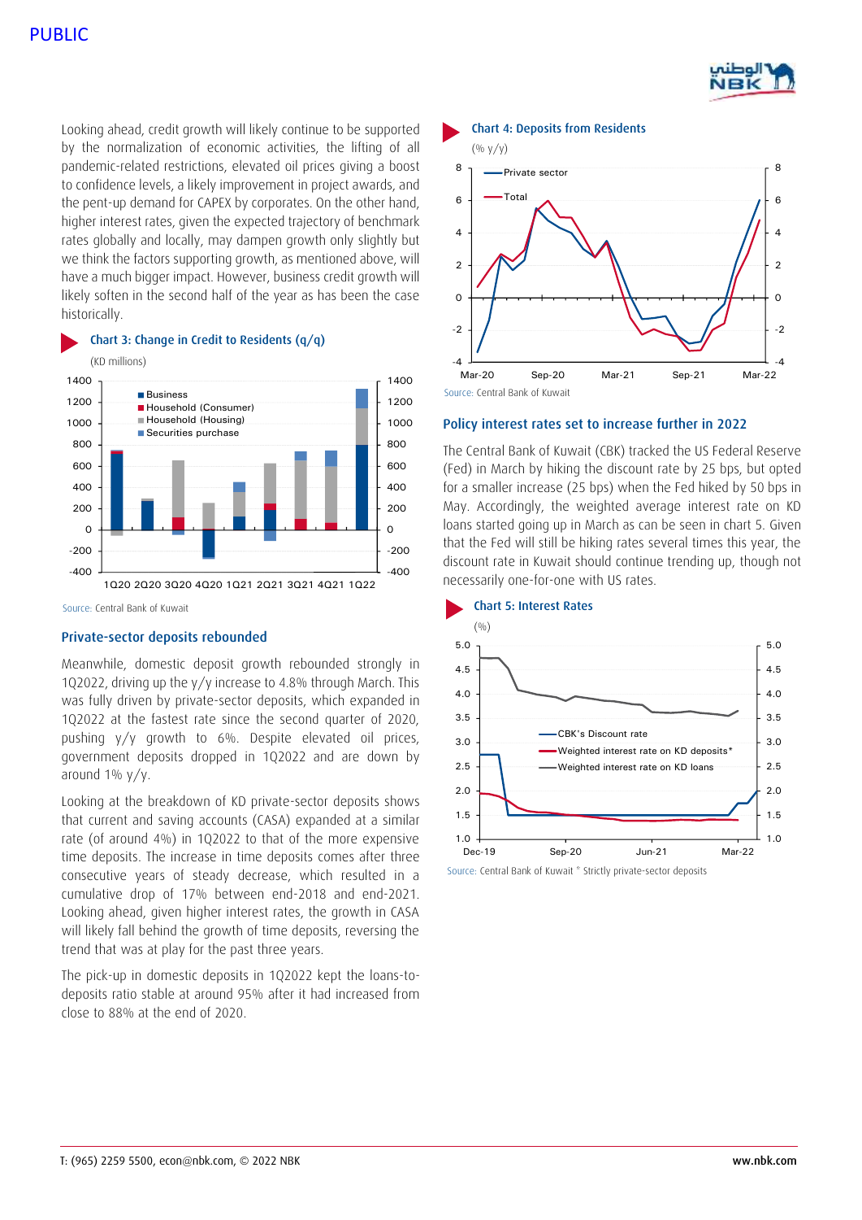Looking ahead, credit growth will likely continue to be supported by the normalization of economic activities, the lifting of all pandemic-related restrictions, elevated oil prices giving a boost to confidence levels, a likely improvement in project awards, and the pent-up demand for CAPEX by corporates. On the other hand, higher interest rates, given the expected trajectory of benchmark rates globally and locally, may dampen growth only slightly but we think the factors supporting growth, as mentioned above, will have a much bigger impact. However, business credit growth will likely soften in the second half of the year as has been the case historically.

**Chart 3: Change in Credit to Residents (q/q)**

(KD millions)

Source: Central Bank of Kuwait

## Private-sector deposits rebounded

Meanwhile, domestic deposit growth rebounded strongly in 1Q2022, driving up the y/y increase to 4.8% through March. This was fully driven by private-sector deposits, which expanded in 1Q2022 at the fastest rate since the second quarter of 2020, pushing y/y growth to 6%. Despite elevated oil prices, government deposits dropped in 1Q2022 and are down by around 1% y/y.

Looking at the breakdown of KD private-sector deposits shows that current and saving accounts (CASA) expanded at a similar rate (of around 4%) in 1Q2022 to that of the more expensive time deposits. The increase in time deposits comes after three consecutive years of steady decrease, which resulted in a cumulative drop of 17% between end-2018 and end-2021. Looking ahead, given higher interest rates, the growth in CASA will likely fall behind the growth of time deposits, reversing the trend that was at play for the past three years.

The pick-up in domestic deposits in 1Q2022 kept the loans-to-deposits ratio stable at around 95% after it had increased from close to 88% at the end of 2020.

**Chart 4: Deposits from Residents**

(% y/y)

Source: Central Bank of Kuwait

## Policy interest rates set to increase further in 2022

The Central Bank of Kuwait (CBK) tracked the US Federal Reserve (Fed) in March by hiking the discount rate by 25 bps, but opted for a smaller increase (25 bps) when the Fed hiked by 50 bps in May. Accordingly, the weighted average interest rate on KD loans started going up in March as can be seen in chart 5. Given that the Fed will still be hiking rates several times this year, the discount rate in Kuwait should continue trending up, though not necessarily one-for-one with US rates.

**Chart 5: Interest Rates**

(%)

Source: Central Bank of Kuwait * Strictly private-sector deposits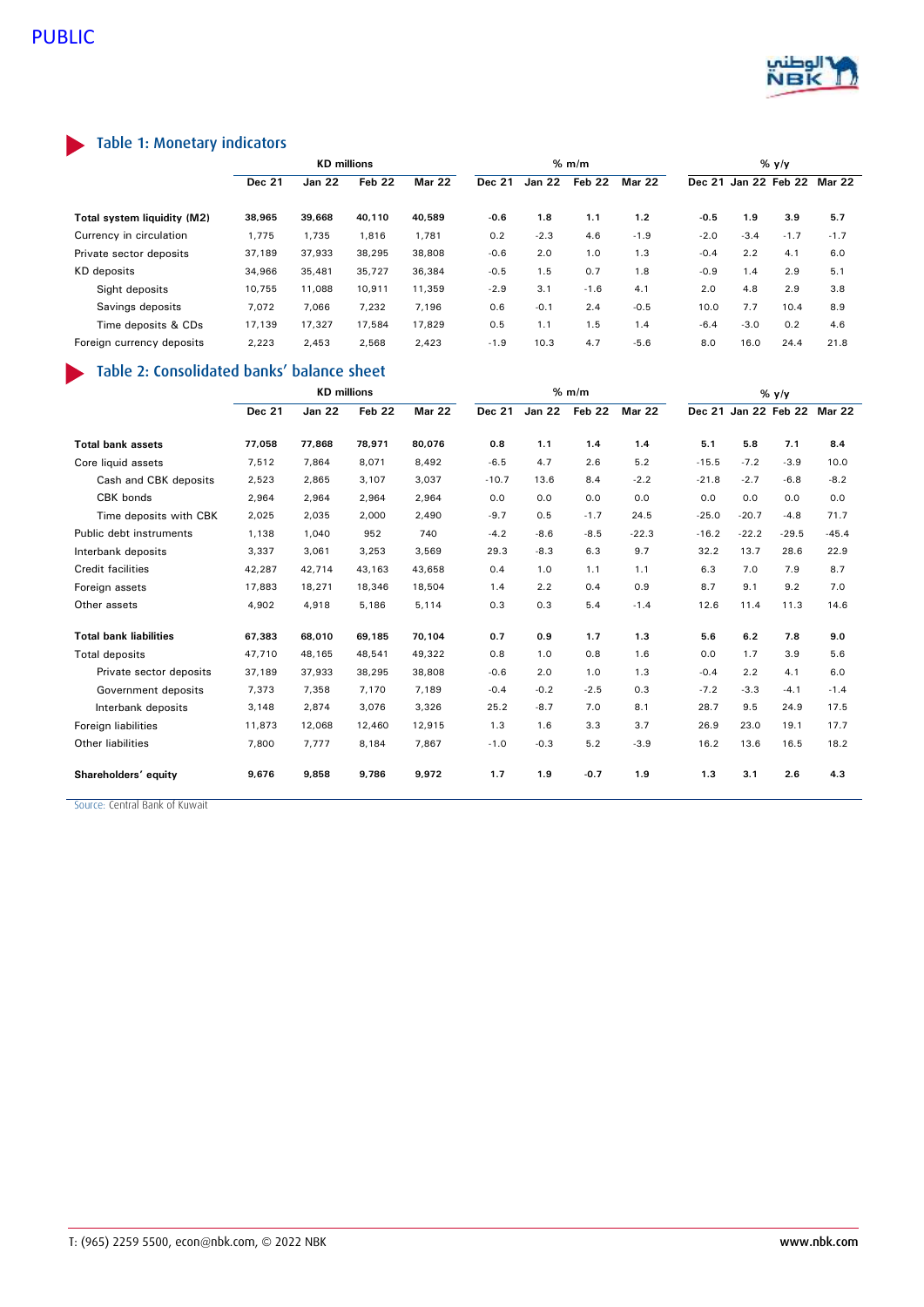## Table 1: Monetary indicators

| | KD millions | | | | % m/m | | | | % y/y | | | |
|---|---|---|---|---|---|---|---|---|---|---|---|---|
| | Dec 21 | Jan 22 | Feb 22 | Mar 22 | Dec 21 | Jan 22 | Feb 22 | Mar 22 | Dec 21 | Jan 22 | Feb 22 | Mar 22 |
| **Total system liquidity (M2)** | **38,965** | **39,668** | **40,110** | **40,589** | **-0.6** | **1.8** | **1.1** | **1.2** | **-0.5** | **1.9** | **3.9** | **5.7** |
| Currency in circulation | 1,775 | 1,735 | 1,816 | 1,781 | 0.2 | -2.3 | 4.6 | -1.9 | -2.0 | -3.4 | -1.7 | -1.7 |
| Private sector deposits | 37,189 | 37,933 | 38,295 | 38,808 | -0.6 | 2.0 | 1.0 | 1.3 | -0.4 | 2.2 | 4.1 | 6.0 |
| KD deposits | 34,966 | 35,481 | 35,727 | 36,384 | -0.5 | 1.5 | 0.7 | 1.8 | -0.9 | 1.4 | 2.9 | 5.1 |
| Sight deposits | 10,755 | 11,088 | 10,911 | 11,359 | -2.9 | 3.1 | -1.6 | 4.1 | 2.0 | 4.8 | 2.9 | 3.8 |
| Savings deposits | 7,072 | 7,066 | 7,232 | 7,196 | 0.6 | -0.1 | 2.4 | -0.5 | 10.0 | 7.7 | 10.4 | 8.9 |
| Time deposits & CDs | 17,139 | 17,327 | 17,584 | 17,829 | 0.5 | 1.1 | 1.5 | 1.4 | -6.4 | -3.0 | 0.2 | 4.6 |
| Foreign currency deposits | 2,223 | 2,453 | 2,568 | 2,423 | -1.9 | 10.3 | 4.7 | -5.6 | 8.0 | 16.0 | 24.4 | 21.8 |

## Table 2: Consolidated banks' balance sheet

| | KD millions | | | | % m/m | | | | % y/y | | | |
|---|---|---|---|---|---|---|---|---|---|---|---|---|
| | Dec 21 | Jan 22 | Feb 22 | Mar 22 | Dec 21 | Jan 22 | Feb 22 | Mar 22 | Dec 21 | Jan 22 | Feb 22 | Mar 22 |
| **Total bank assets** | **77,058** | **77,868** | **78,971** | **80,076** | **0.8** | **1.1** | **1.4** | **1.4** | **5.1** | **5.8** | **7.1** | **8.4** |
| Core liquid assets | 7,512 | 7,864 | 8,071 | 8,492 | -6.5 | 4.7 | 2.6 | 5.2 | -15.5 | -7.2 | -3.9 | 10.0 |
| Cash and CBK deposits | 2,523 | 2,865 | 3,107 | 3,037 | -10.7 | 13.6 | 8.4 | -2.2 | -21.8 | -2.7 | -6.8 | -8.2 |
| CBK bonds | 2,964 | 2,964 | 2,964 | 2,964 | 0.0 | 0.0 | 0.0 | 0.0 | 0.0 | 0.0 | 0.0 | 0.0 |
| Time deposits with CBK | 2,025 | 2,035 | 2,000 | 2,490 | -9.7 | 0.5 | -1.7 | 24.5 | -25.0 | -20.7 | -4.8 | 71.7 |
| Public debt instruments | 1,138 | 1,040 | 952 | 740 | -4.2 | -8.6 | -8.5 | -22.3 | -16.2 | -22.2 | -29.5 | -45.4 |
| Interbank deposits | 3,337 | 3,061 | 3,253 | 3,569 | 29.3 | -8.3 | 6.3 | 9.7 | 32.2 | 13.7 | 28.6 | 22.9 |
| Credit facilities | 42,287 | 42,714 | 43,163 | 43,658 | 0.4 | 1.0 | 1.1 | 1.1 | 6.3 | 7.0 | 7.9 | 8.7 |
| Foreign assets | 17,883 | 18,271 | 18,346 | 18,504 | 1.4 | 2.2 | 0.4 | 0.9 | 8.7 | 9.1 | 9.2 | 7.0 |
| Other assets | 4,902 | 4,918 | 5,186 | 5,114 | 0.3 | 0.3 | 5.4 | -1.4 | 12.6 | 11.4 | 11.3 | 14.6 |
| **Total bank liabilities** | **67,383** | **68,010** | **69,185** | **70,104** | **0.7** | **0.9** | **1.7** | **1.3** | **5.6** | **6.2** | **7.8** | **9.0** |
| Total deposits | 47,710 | 48,165 | 48,541 | 49,322 | 0.8 | 1.0 | 0.8 | 1.6 | 0.0 | 1.7 | 3.9 | 5.6 |
| Private sector deposits | 37,189 | 37,933 | 38,295 | 38,808 | -0.6 | 2.0 | 1.0 | 1.3 | -0.4 | 2.2 | 4.1 | 6.0 |
| Government deposits | 7,373 | 7,358 | 7,170 | 7,189 | -0.4 | -0.2 | -2.5 | 0.3 | -7.2 | -3.3 | -4.1 | -1.4 |
| Interbank deposits | 3,148 | 2,874 | 3,076 | 3,326 | 25.2 | -8.7 | 7.0 | 8.1 | 28.7 | 9.5 | 24.9 | 17.5 |
| Foreign liabilities | 11,873 | 12,068 | 12,460 | 12,915 | 1.3 | 1.6 | 3.3 | 3.7 | 26.9 | 23.0 | 19.1 | 17.7 |
| Other liabilities | 7,800 | 7,777 | 8,184 | 7,867 | -1.0 | -0.3 | 5.2 | -3.9 | 16.2 | 13.6 | 16.5 | 18.2 |
| **Shareholders' equity** | **9,676** | **9,858** | **9,786** | **9,972** | **1.7** | **1.9** | **-0.7** | **1.9** | **1.3** | **3.1** | **2.6** | **4.3** |

Source: Central Bank of Kuwait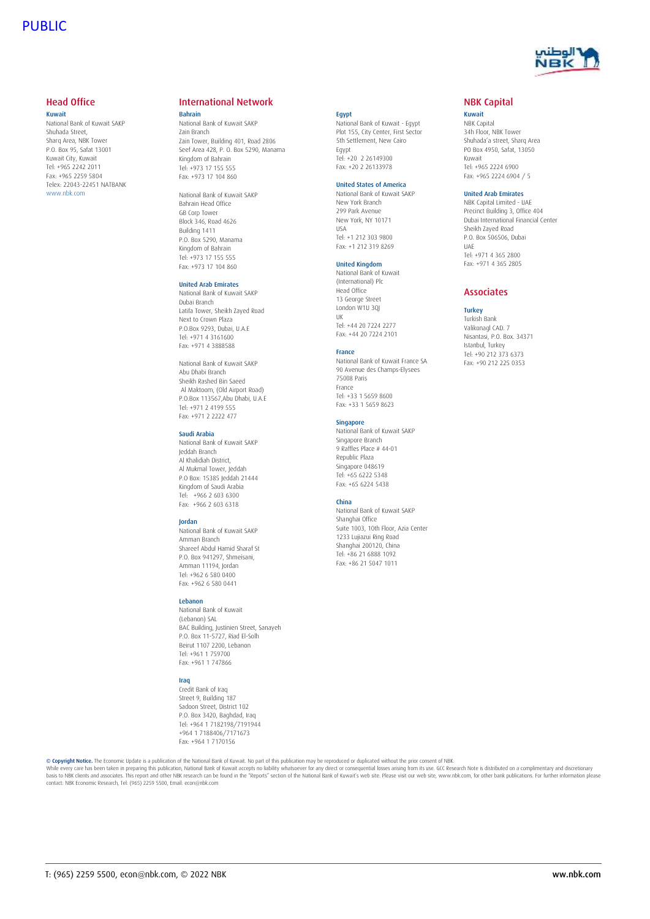## Head Office

**Kuwait**
National Bank of Kuwait SAKP
Shuhada Street,
Sharq Area, NBK Tower
P.O. Box 95, Safat 13001
Kuwait City, Kuwait
Tel: +965 2242 2011
Fax: +965 2259 5804
Telex: 22043-22451 NATBANK
www.nbk.com

## International Network

**Bahrain**
National Bank of Kuwait SAKP
Zain Branch
Zain Tower, Building 401, Road 2806
Seef Area 428, P. O. Box 5290, Manama
Kingdom of Bahrain
Tel: +973 17 155 555
Fax: +973 17 104 860

National Bank of Kuwait SAKP
Bahrain Head Office
GB Corp Tower
Block 346, Road 4626
Building 1411
P.O. Box 5290, Manama
Kingdom of Bahrain
Tel: +973 17 155 555
Fax: +973 17 104 860

**United Arab Emirates**
National Bank of Kuwait SAKP
Dubai Branch
Latifa Tower, Sheikh Zayed Road
Next to Crown Plaza
P.O.Box 9293, Dubai, U.A.E
Tel: +971 4 3161600
Fax: +971 4 3888588

National Bank of Kuwait SAKP
Abu Dhabi Branch
Sheikh Rashed Bin Saeed
Al Maktoom, (Old Airport Road)
P.O.Box 113567,Abu Dhabi, U.A.E
Tel: +971 2 4199 555
Fax: +971 2 2222 477

**Saudi Arabia**
National Bank of Kuwait SAKP
Jeddah Branch
Al Khalidiah District,
Al Mukmal Tower, Jeddah
P.O Box: 15385 Jeddah 21444
Kingdom of Saudi Arabia
Tel: +966 2 603 6300
Fax: +966 2 603 6318

**Jordan**
National Bank of Kuwait SAKP
Amman Branch
Shareef Abdul Hamid Sharaf St
P.O. Box 941297, Shmeisani,
Amman 11194, Jordan
Tel: +962 6 580 0400
Fax: +962 6 580 0441

**Lebanon**
National Bank of Kuwait
(Lebanon) SAL
BAC Building, Justinien Street, Sanayeh
P.O. Box 11-5727, Riad El-Solh
Beirut 1107 2200, Lebanon
Tel: +961 1 759700
Fax: +961 1 747866

**Iraq**
Credit Bank of Iraq
Street 9, Building 187
Sadoon Street, District 102
P.O. Box 3420, Baghdad, Iraq
Tel: +964 1 7182198/7191944
+964 1 7188406/7171673
Fax: +964 1 7170156

**Egypt**
National Bank of Kuwait - Egypt
Plot 155, City Center, First Sector
5th Settlement, New Cairo
Egypt
Tel: +20 2 26149300
Fax: +20 2 26133978

**United States of America**
National Bank of Kuwait SAKP
New York Branch
299 Park Avenue
New York, NY 10171
USA
Tel: +1 212 303 9800
Fax: +1 212 319 8269

**United Kingdom**
National Bank of Kuwait
(International) Plc
Head Office
13 George Street
London W1U 3QJ
UK
Tel: +44 20 7224 2277
Fax: +44 20 7224 2101

**France**
National Bank of Kuwait France SA
90 Avenue des Champs-Elysees
75008 Paris
France
Tel: +33 1 5659 8600
Fax: +33 1 5659 8623

**Singapore**
National Bank of Kuwait SAKP
Singapore Branch
9 Raffles Place # 44-01
Republic Plaza
Singapore 048619
Tel: +65 6222 5348
Fax: +65 6224 5438

**China**
National Bank of Kuwait SAKP
Shanghai Office
Suite 1003, 10th Floor, Azia Center
1233 Lujiazui Ring Road
Shanghai 200120, China
Tel: +86 21 6888 1092
Fax: +86 21 5047 1011

## NBK Capital

**Kuwait**
NBK Capital
34th Floor, NBK Tower
Shuhada'a street, Sharq Area
PO Box 4950, Safat, 13050
Kuwait
Tel: +965 2224 6900
Fax: +965 2224 6904 / 5

**United Arab Emirates**
NBK Capital Limited - UAE
Precinct Building 3, Office 404
Dubai International Financial Center
Sheikh Zayed Road
P.O. Box 506506, Dubai
UAE
Tel: +971 4 365 2800
Fax: +971 4 365 2805

## Associates

**Turkey**
Turkish Bank
Valikonagl CAD. 7
Nisantasi, P.O. Box. 34371
Istanbul, Turkey
Tel: +90 212 373 6373
Fax: +90 212 225 0353

**© Copyright Notice.** The Economic Update is a publication of the National Bank of Kuwait. No part of this publication may be reproduced or duplicated without the prior consent of NBK.
While every care has been taken in preparing this publication, National Bank of Kuwait accepts no liability whatsoever for any direct or consequential losses arising from its use. GCC Research Note is distributed on a complimentary and discretionary basis to NBK clients and associates. This report and other NBK research can be found in the "Reports" section of the National Bank of Kuwait's web site. Please visit our web site, www.nbk.com, for other bank publications. For further information please contact: NBK Economic Research, Tel: (965) 2259 5500, Email: econ@nbk.com